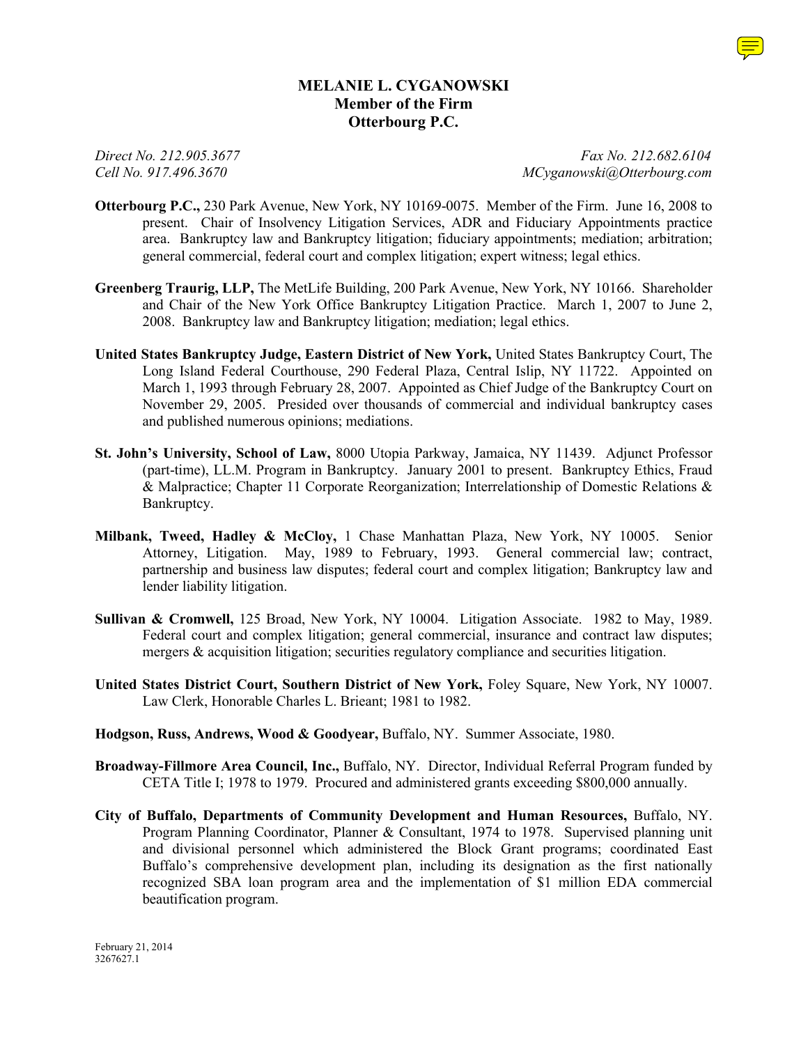# MELANIE L. CYGANOWSKI
## Member of the Firm
## Otterbourg P.C.

*Direct No. 212.905.3677* *Fax No. 212.682.6104*
*Cell No. 917.496.3670* *MCyganowski@Otterbourg.com*

**Otterbourg P.C.,** 230 Park Avenue, New York, NY 10169-0075. Member of the Firm. June 16, 2008 to present. Chair of Insolvency Litigation Services, ADR and Fiduciary Appointments practice area. Bankruptcy law and Bankruptcy litigation; fiduciary appointments; mediation; arbitration; general commercial, federal court and complex litigation; expert witness; legal ethics.

**Greenberg Traurig, LLP,** The MetLife Building, 200 Park Avenue, New York, NY 10166. Shareholder and Chair of the New York Office Bankruptcy Litigation Practice. March 1, 2007 to June 2, 2008. Bankruptcy law and Bankruptcy litigation; mediation; legal ethics.

**United States Bankruptcy Judge, Eastern District of New York,** United States Bankruptcy Court, The Long Island Federal Courthouse, 290 Federal Plaza, Central Islip, NY 11722. Appointed on March 1, 1993 through February 28, 2007. Appointed as Chief Judge of the Bankruptcy Court on November 29, 2005. Presided over thousands of commercial and individual bankruptcy cases and published numerous opinions; mediations.

**St. John's University, School of Law,** 8000 Utopia Parkway, Jamaica, NY 11439. Adjunct Professor (part-time), LL.M. Program in Bankruptcy. January 2001 to present. Bankruptcy Ethics, Fraud & Malpractice; Chapter 11 Corporate Reorganization; Interrelationship of Domestic Relations & Bankruptcy.

**Milbank, Tweed, Hadley & McCloy,** 1 Chase Manhattan Plaza, New York, NY 10005. Senior Attorney, Litigation. May, 1989 to February, 1993. General commercial law; contract, partnership and business law disputes; federal court and complex litigation; Bankruptcy law and lender liability litigation.

**Sullivan & Cromwell,** 125 Broad, New York, NY 10004. Litigation Associate. 1982 to May, 1989. Federal court and complex litigation; general commercial, insurance and contract law disputes; mergers & acquisition litigation; securities regulatory compliance and securities litigation.

**United States District Court, Southern District of New York,** Foley Square, New York, NY 10007. Law Clerk, Honorable Charles L. Brieant; 1981 to 1982.

**Hodgson, Russ, Andrews, Wood & Goodyear,** Buffalo, NY. Summer Associate, 1980.

**Broadway-Fillmore Area Council, Inc.,** Buffalo, NY. Director, Individual Referral Program funded by CETA Title I; 1978 to 1979. Procured and administered grants exceeding $800,000 annually.

**City of Buffalo, Departments of Community Development and Human Resources,** Buffalo, NY. Program Planning Coordinator, Planner & Consultant, 1974 to 1978. Supervised planning unit and divisional personnel which administered the Block Grant programs; coordinated East Buffalo's comprehensive development plan, including its designation as the first nationally recognized SBA loan program area and the implementation of $1 million EDA commercial beautification program.

February 21, 2014
3267627.1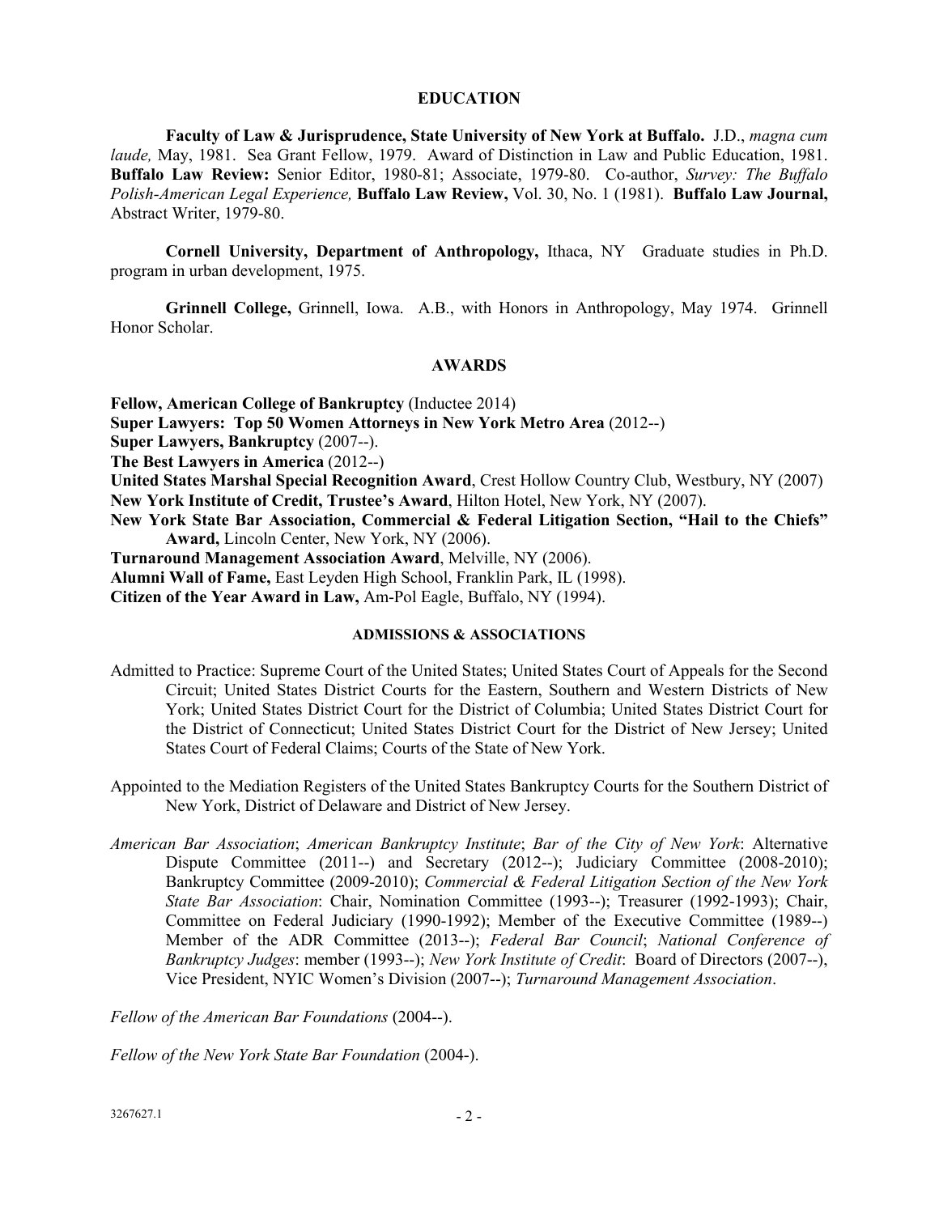## EDUCATION

**Faculty of Law & Jurisprudence, State University of New York at Buffalo.** J.D., *magna cum laude,* May, 1981. Sea Grant Fellow, 1979. Award of Distinction in Law and Public Education, 1981. **Buffalo Law Review:** Senior Editor, 1980-81; Associate, 1979-80. Co-author, *Survey: The Buffalo Polish-American Legal Experience,* **Buffalo Law Review,** Vol. 30, No. 1 (1981). **Buffalo Law Journal,** Abstract Writer, 1979-80.

**Cornell University, Department of Anthropology,** Ithaca, NY Graduate studies in Ph.D. program in urban development, 1975.

**Grinnell College,** Grinnell, Iowa. A.B., with Honors in Anthropology, May 1974. Grinnell Honor Scholar.

## AWARDS

**Fellow, American College of Bankruptcy** (Inductee 2014)
**Super Lawyers: Top 50 Women Attorneys in New York Metro Area** (2012--)
**Super Lawyers, Bankruptcy** (2007--).
**The Best Lawyers in America** (2012--)
**United States Marshal Special Recognition Award**, Crest Hollow Country Club, Westbury, NY (2007)
**New York Institute of Credit, Trustee's Award**, Hilton Hotel, New York, NY (2007).
**New York State Bar Association, Commercial & Federal Litigation Section, "Hail to the Chiefs" Award,** Lincoln Center, New York, NY (2006).
**Turnaround Management Association Award**, Melville, NY (2006).
**Alumni Wall of Fame,** East Leyden High School, Franklin Park, IL (1998).
**Citizen of the Year Award in Law,** Am-Pol Eagle, Buffalo, NY (1994).

## ADMISSIONS & ASSOCIATIONS

Admitted to Practice: Supreme Court of the United States; United States Court of Appeals for the Second Circuit; United States District Courts for the Eastern, Southern and Western Districts of New York; United States District Court for the District of Columbia; United States District Court for the District of Connecticut; United States District Court for the District of New Jersey; United States Court of Federal Claims; Courts of the State of New York.

Appointed to the Mediation Registers of the United States Bankruptcy Courts for the Southern District of New York, District of Delaware and District of New Jersey.

*American Bar Association*; *American Bankruptcy Institute*; *Bar of the City of New York*: Alternative Dispute Committee (2011--) and Secretary (2012--); Judiciary Committee (2008-2010); Bankruptcy Committee (2009-2010); *Commercial & Federal Litigation Section of the New York State Bar Association*: Chair, Nomination Committee (1993--); Treasurer (1992-1993); Chair, Committee on Federal Judiciary (1990-1992); Member of the Executive Committee (1989--) Member of the ADR Committee (2013--); *Federal Bar Council*; *National Conference of Bankruptcy Judges*: member (1993--); *New York Institute of Credit*: Board of Directors (2007--), Vice President, NYIC Women's Division (2007--); *Turnaround Management Association*.

*Fellow of the American Bar Foundations* (2004--).

*Fellow of the New York State Bar Foundation* (2004-).

3267627.1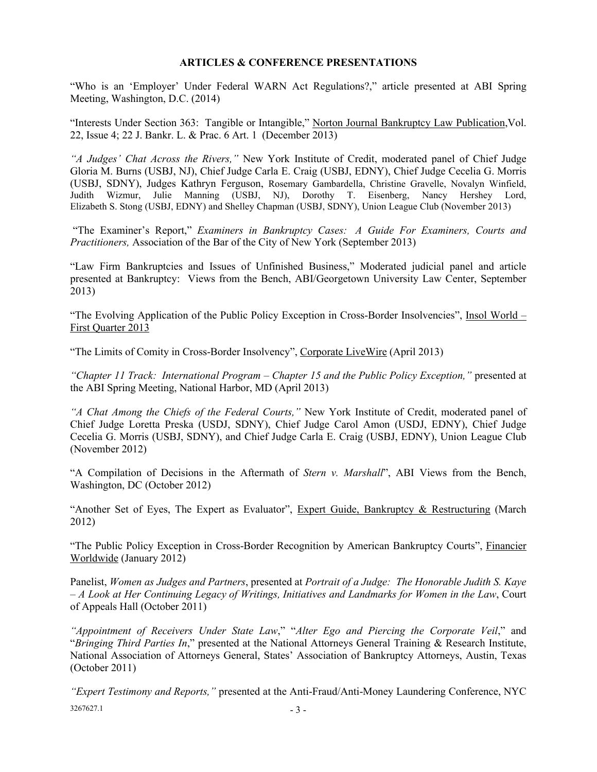## ARTICLES & CONFERENCE PRESENTATIONS

"Who is an 'Employer' Under Federal WARN Act Regulations?," article presented at ABI Spring Meeting, Washington, D.C. (2014)

"Interests Under Section 363: Tangible or Intangible," Norton Journal Bankruptcy Law Publication,Vol. 22, Issue 4; 22 J. Bankr. L. & Prac. 6 Art. 1 (December 2013)

*"A Judges' Chat Across the Rivers,"* New York Institute of Credit, moderated panel of Chief Judge Gloria M. Burns (USBJ, NJ), Chief Judge Carla E. Craig (USBJ, EDNY), Chief Judge Cecelia G. Morris (USBJ, SDNY), Judges Kathryn Ferguson, Rosemary Gambardella, Christine Gravelle, Novalyn Winfield, Judith Wizmur, Julie Manning (USBJ, NJ), Dorothy T. Eisenberg, Nancy Hershey Lord, Elizabeth S. Stong (USBJ, EDNY) and Shelley Chapman (USBJ, SDNY), Union League Club (November 2013)

"The Examiner's Report," *Examiners in Bankruptcy Cases: A Guide For Examiners, Courts and Practitioners,* Association of the Bar of the City of New York (September 2013)

"Law Firm Bankruptcies and Issues of Unfinished Business," Moderated judicial panel and article presented at Bankruptcy: Views from the Bench, ABI/Georgetown University Law Center, September 2013)

"The Evolving Application of the Public Policy Exception in Cross-Border Insolvencies", Insol World – First Quarter 2013

"The Limits of Comity in Cross-Border Insolvency", Corporate LiveWire (April 2013)

*"Chapter 11 Track: International Program – Chapter 15 and the Public Policy Exception,"* presented at the ABI Spring Meeting, National Harbor, MD (April 2013)

*"A Chat Among the Chiefs of the Federal Courts,"* New York Institute of Credit, moderated panel of Chief Judge Loretta Preska (USDJ, SDNY), Chief Judge Carol Amon (USDJ, EDNY), Chief Judge Cecelia G. Morris (USBJ, SDNY), and Chief Judge Carla E. Craig (USBJ, EDNY), Union League Club (November 2012)

"A Compilation of Decisions in the Aftermath of *Stern v. Marshall*", ABI Views from the Bench, Washington, DC (October 2012)

"Another Set of Eyes, The Expert as Evaluator", Expert Guide, Bankruptcy & Restructuring (March 2012)

"The Public Policy Exception in Cross-Border Recognition by American Bankruptcy Courts", Financier Worldwide (January 2012)

Panelist, *Women as Judges and Partners*, presented at *Portrait of a Judge: The Honorable Judith S. Kaye – A Look at Her Continuing Legacy of Writings, Initiatives and Landmarks for Women in the Law*, Court of Appeals Hall (October 2011)

*"Appointment of Receivers Under State Law*," "*Alter Ego and Piercing the Corporate Veil*," and "*Bringing Third Parties In*," presented at the National Attorneys General Training & Research Institute, National Association of Attorneys General, States' Association of Bankruptcy Attorneys, Austin, Texas (October 2011)

*"Expert Testimony and Reports,"* presented at the Anti-Fraud/Anti-Money Laundering Conference, NYC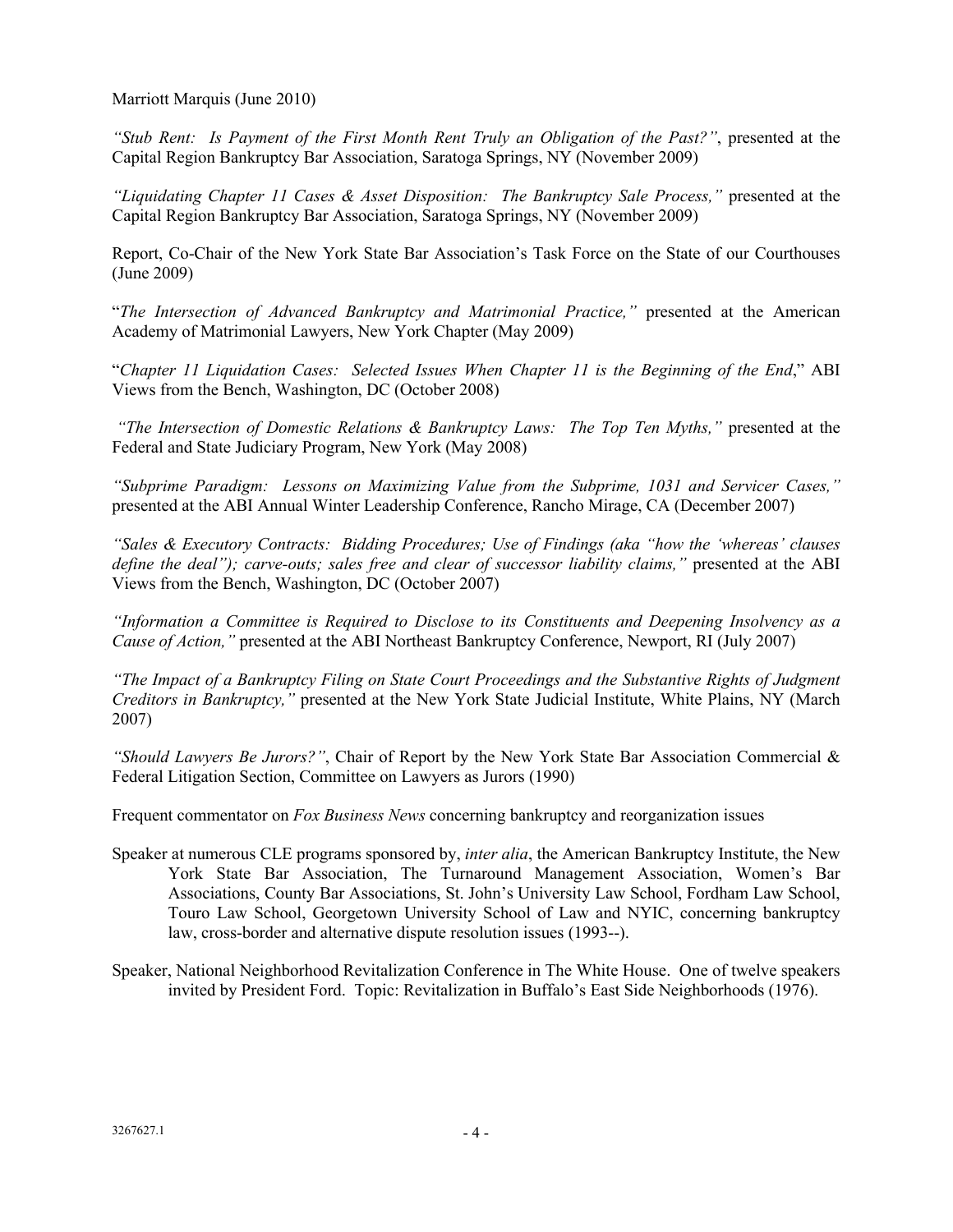Marriott Marquis (June 2010)

*"Stub Rent: Is Payment of the First Month Rent Truly an Obligation of the Past?"*, presented at the Capital Region Bankruptcy Bar Association, Saratoga Springs, NY (November 2009)

*"Liquidating Chapter 11 Cases & Asset Disposition: The Bankruptcy Sale Process,"* presented at the Capital Region Bankruptcy Bar Association, Saratoga Springs, NY (November 2009)

Report, Co-Chair of the New York State Bar Association's Task Force on the State of our Courthouses (June 2009)

"*The Intersection of Advanced Bankruptcy and Matrimonial Practice,"* presented at the American Academy of Matrimonial Lawyers, New York Chapter (May 2009)

"*Chapter 11 Liquidation Cases: Selected Issues When Chapter 11 is the Beginning of the End*," ABI Views from the Bench, Washington, DC (October 2008)

*"The Intersection of Domestic Relations & Bankruptcy Laws: The Top Ten Myths,"* presented at the Federal and State Judiciary Program, New York (May 2008)

*"Subprime Paradigm: Lessons on Maximizing Value from the Subprime, 1031 and Servicer Cases,"* presented at the ABI Annual Winter Leadership Conference, Rancho Mirage, CA (December 2007)

*"Sales & Executory Contracts: Bidding Procedures; Use of Findings (aka "how the 'whereas' clauses define the deal"); carve-outs; sales free and clear of successor liability claims,"* presented at the ABI Views from the Bench, Washington, DC (October 2007)

*"Information a Committee is Required to Disclose to its Constituents and Deepening Insolvency as a Cause of Action,"* presented at the ABI Northeast Bankruptcy Conference, Newport, RI (July 2007)

*"The Impact of a Bankruptcy Filing on State Court Proceedings and the Substantive Rights of Judgment Creditors in Bankruptcy,"* presented at the New York State Judicial Institute, White Plains, NY (March 2007)

*"Should Lawyers Be Jurors?"*, Chair of Report by the New York State Bar Association Commercial & Federal Litigation Section, Committee on Lawyers as Jurors (1990)

Frequent commentator on *Fox Business News* concerning bankruptcy and reorganization issues

Speaker at numerous CLE programs sponsored by, *inter alia*, the American Bankruptcy Institute, the New York State Bar Association, The Turnaround Management Association, Women's Bar Associations, County Bar Associations, St. John's University Law School, Fordham Law School, Touro Law School, Georgetown University School of Law and NYIC, concerning bankruptcy law, cross-border and alternative dispute resolution issues (1993--).

Speaker, National Neighborhood Revitalization Conference in The White House. One of twelve speakers invited by President Ford. Topic: Revitalization in Buffalo's East Side Neighborhoods (1976).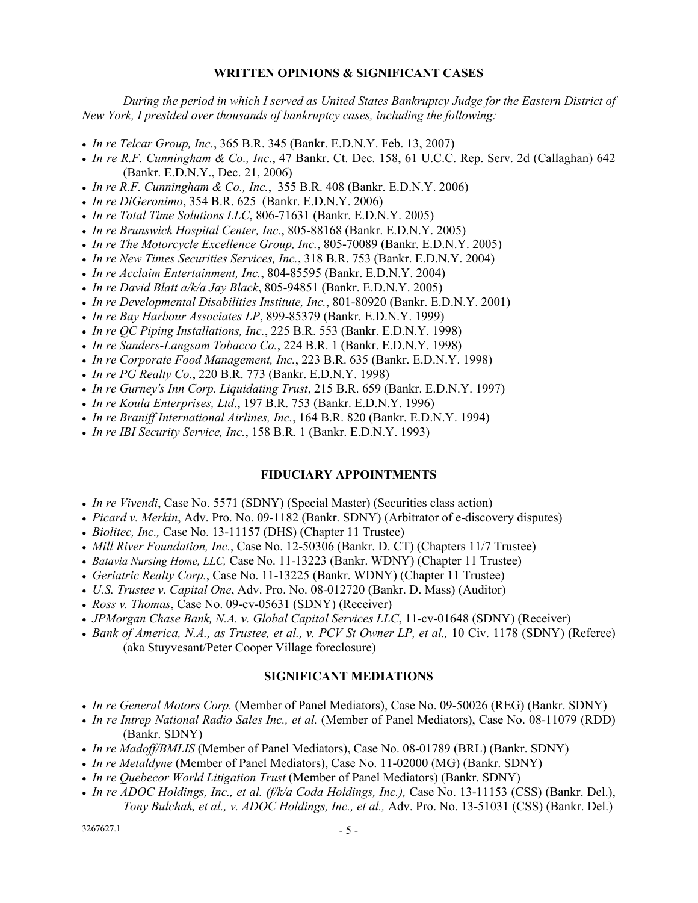## WRITTEN OPINIONS & SIGNIFICANT CASES

*During the period in which I served as United States Bankruptcy Judge for the Eastern District of New York, I presided over thousands of bankruptcy cases, including the following:*

- *In re Telcar Group, Inc.*, 365 B.R. 345 (Bankr. E.D.N.Y. Feb. 13, 2007)
- *In re R.F. Cunningham & Co., Inc.*, 47 Bankr. Ct. Dec. 158, 61 U.C.C. Rep. Serv. 2d (Callaghan) 642 (Bankr. E.D.N.Y., Dec. 21, 2006)
- *In re R.F. Cunningham & Co., Inc.*, 355 B.R. 408 (Bankr. E.D.N.Y. 2006)
- *In re DiGeronimo*, 354 B.R. 625 (Bankr. E.D.N.Y. 2006)
- *In re Total Time Solutions LLC*, 806-71631 (Bankr. E.D.N.Y. 2005)
- *In re Brunswick Hospital Center, Inc.*, 805-88168 (Bankr. E.D.N.Y. 2005)
- *In re The Motorcycle Excellence Group, Inc.*, 805-70089 (Bankr. E.D.N.Y. 2005)
- *In re New Times Securities Services, Inc.*, 318 B.R. 753 (Bankr. E.D.N.Y. 2004)
- *In re Acclaim Entertainment, Inc.*, 804-85595 (Bankr. E.D.N.Y. 2004)
- *In re David Blatt a/k/a Jay Black*, 805-94851 (Bankr. E.D.N.Y. 2005)
- *In re Developmental Disabilities Institute, Inc.*, 801-80920 (Bankr. E.D.N.Y. 2001)
- *In re Bay Harbour Associates LP*, 899-85379 (Bankr. E.D.N.Y. 1999)
- *In re QC Piping Installations, Inc.*, 225 B.R. 553 (Bankr. E.D.N.Y. 1998)
- *In re Sanders-Langsam Tobacco Co.*, 224 B.R. 1 (Bankr. E.D.N.Y. 1998)
- *In re Corporate Food Management, Inc.*, 223 B.R. 635 (Bankr. E.D.N.Y. 1998)
- *In re PG Realty Co.*, 220 B.R. 773 (Bankr. E.D.N.Y. 1998)
- *In re Gurney's Inn Corp. Liquidating Trust*, 215 B.R. 659 (Bankr. E.D.N.Y. 1997)
- *In re Koula Enterprises, Ltd*., 197 B.R. 753 (Bankr. E.D.N.Y. 1996)
- *In re Braniff International Airlines, Inc.*, 164 B.R. 820 (Bankr. E.D.N.Y. 1994)
- *In re IBI Security Service, Inc.*, 158 B.R. 1 (Bankr. E.D.N.Y. 1993)

## FIDUCIARY APPOINTMENTS

- *In re Vivendi*, Case No. 5571 (SDNY) (Special Master) (Securities class action)
- *Picard v. Merkin*, Adv. Pro. No. 09-1182 (Bankr. SDNY) (Arbitrator of e-discovery disputes)
- *Biolitec, Inc.,* Case No. 13-11157 (DHS) (Chapter 11 Trustee)
- *Mill River Foundation, Inc.*, Case No. 12-50306 (Bankr. D. CT) (Chapters 11/7 Trustee)
- *Batavia Nursing Home, LLC,* Case No. 11-13223 (Bankr. WDNY) (Chapter 11 Trustee)
- *Geriatric Realty Corp.*, Case No. 11-13225 (Bankr. WDNY) (Chapter 11 Trustee)
- *U.S. Trustee v. Capital One*, Adv. Pro. No. 08-012720 (Bankr. D. Mass) (Auditor)
- *Ross v. Thomas*, Case No. 09-cv-05631 (SDNY) (Receiver)
- *JPMorgan Chase Bank, N.A. v. Global Capital Services LLC*, 11-cv-01648 (SDNY) (Receiver)
- *Bank of America, N.A., as Trustee, et al., v. PCV St Owner LP, et al.,* 10 Civ. 1178 (SDNY) (Referee) (aka Stuyvesant/Peter Cooper Village foreclosure)

## SIGNIFICANT MEDIATIONS

- *In re General Motors Corp.* (Member of Panel Mediators), Case No. 09-50026 (REG) (Bankr. SDNY)
- *In re Intrep National Radio Sales Inc., et al.* (Member of Panel Mediators), Case No. 08-11079 (RDD) (Bankr. SDNY)
- *In re Madoff/BMLIS* (Member of Panel Mediators), Case No. 08-01789 (BRL) (Bankr. SDNY)
- *In re Metaldyne* (Member of Panel Mediators), Case No. 11-02000 (MG) (Bankr. SDNY)
- *In re Quebecor World Litigation Trust* (Member of Panel Mediators) (Bankr. SDNY)
- *In re ADOC Holdings, Inc., et al. (f/k/a Coda Holdings, Inc.),* Case No. 13-11153 (CSS) (Bankr. Del.), *Tony Bulchak, et al., v. ADOC Holdings, Inc., et al.,* Adv. Pro. No. 13-51031 (CSS) (Bankr. Del.)

3267627.1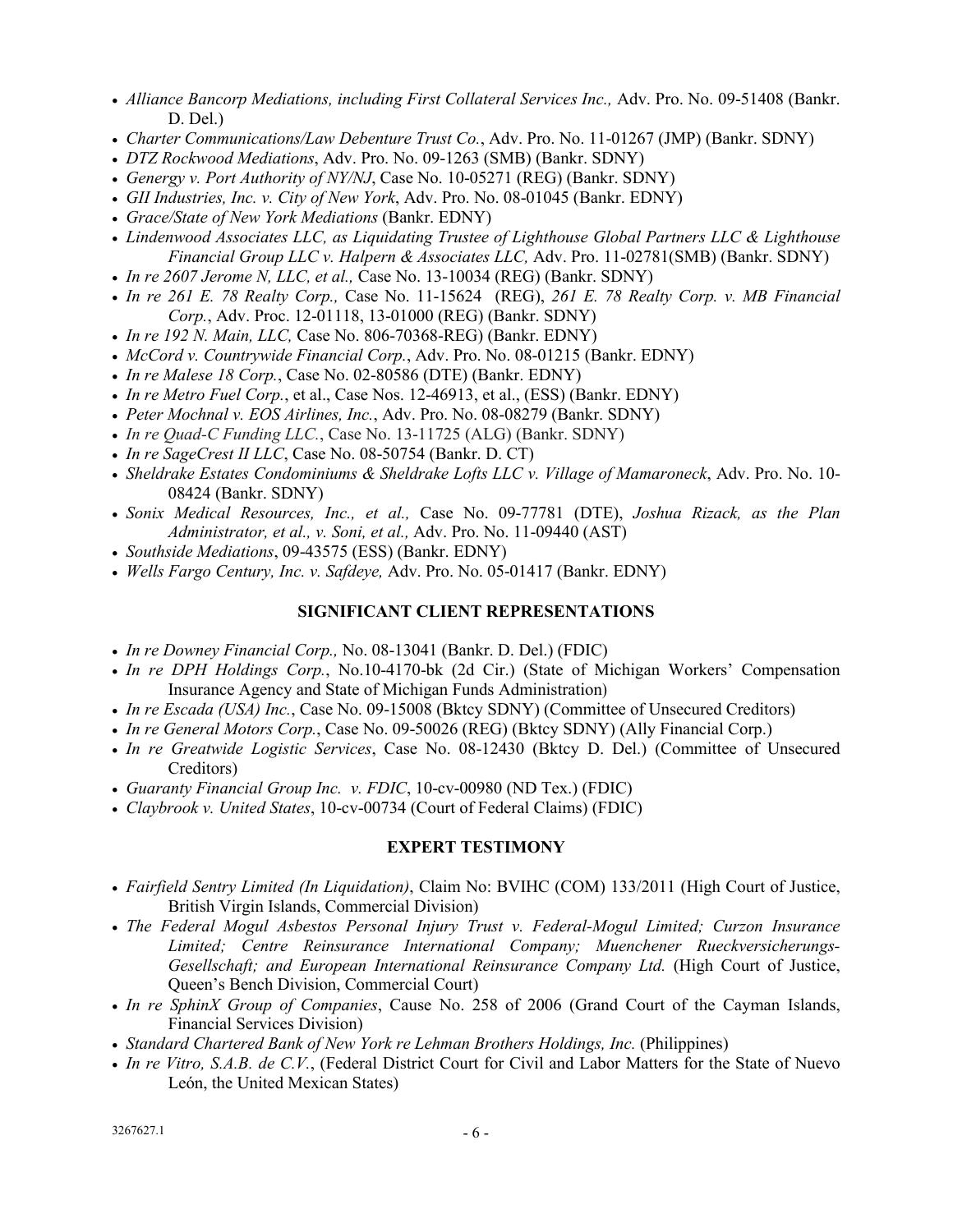- *Alliance Bancorp Mediations, including First Collateral Services Inc.,* Adv. Pro. No. 09-51408 (Bankr. D. Del.)
- *Charter Communications/Law Debenture Trust Co.*, Adv. Pro. No. 11-01267 (JMP) (Bankr. SDNY)
- *DTZ Rockwood Mediations*, Adv. Pro. No. 09-1263 (SMB) (Bankr. SDNY)
- *Genergy v. Port Authority of NY/NJ*, Case No. 10-05271 (REG) (Bankr. SDNY)
- *GII Industries, Inc. v. City of New York*, Adv. Pro. No. 08-01045 (Bankr. EDNY)
- *Grace/State of New York Mediations* (Bankr. EDNY)
- *Lindenwood Associates LLC, as Liquidating Trustee of Lighthouse Global Partners LLC & Lighthouse Financial Group LLC v. Halpern & Associates LLC,* Adv. Pro. 11-02781(SMB) (Bankr. SDNY)
- *In re 2607 Jerome N, LLC, et al.,* Case No. 13-10034 (REG) (Bankr. SDNY)
- *In re 261 E. 78 Realty Corp.,* Case No. 11-15624 (REG), *261 E. 78 Realty Corp. v. MB Financial Corp.*, Adv. Proc. 12-01118, 13-01000 (REG) (Bankr. SDNY)
- *In re 192 N. Main, LLC,* Case No. 806-70368-REG) (Bankr. EDNY)
- *McCord v. Countrywide Financial Corp.*, Adv. Pro. No. 08-01215 (Bankr. EDNY)
- *In re Malese 18 Corp.*, Case No. 02-80586 (DTE) (Bankr. EDNY)
- *In re Metro Fuel Corp.*, et al., Case Nos. 12-46913, et al., (ESS) (Bankr. EDNY)
- *Peter Mochnal v. EOS Airlines, Inc.*, Adv. Pro. No. 08-08279 (Bankr. SDNY)
- *In re Quad-C Funding LLC.*, Case No. 13-11725 (ALG) (Bankr. SDNY)
- *In re SageCrest II LLC*, Case No. 08-50754 (Bankr. D. CT)
- *Sheldrake Estates Condominiums & Sheldrake Lofts LLC v. Village of Mamaroneck*, Adv. Pro. No. 10-08424 (Bankr. SDNY)
- *Sonix Medical Resources, Inc., et al.,* Case No. 09-77781 (DTE), *Joshua Rizack, as the Plan Administrator, et al., v. Soni, et al.,* Adv. Pro. No. 11-09440 (AST)
- *Southside Mediations*, 09-43575 (ESS) (Bankr. EDNY)
- *Wells Fargo Century, Inc. v. Safdeye,* Adv. Pro. No. 05-01417 (Bankr. EDNY)

## SIGNIFICANT CLIENT REPRESENTATIONS

- *In re Downey Financial Corp.,* No. 08-13041 (Bankr. D. Del.) (FDIC)
- *In re DPH Holdings Corp.*, No.10-4170-bk (2d Cir.) (State of Michigan Workers' Compensation Insurance Agency and State of Michigan Funds Administration)
- *In re Escada (USA) Inc.*, Case No. 09-15008 (Bktcy SDNY) (Committee of Unsecured Creditors)
- *In re General Motors Corp.*, Case No. 09-50026 (REG) (Bktcy SDNY) (Ally Financial Corp.)
- *In re Greatwide Logistic Services*, Case No. 08-12430 (Bktcy D. Del.) (Committee of Unsecured Creditors)
- *Guaranty Financial Group Inc. v. FDIC*, 10-cv-00980 (ND Tex.) (FDIC)
- *Claybrook v. United States*, 10-cv-00734 (Court of Federal Claims) (FDIC)

## EXPERT TESTIMONY

- *Fairfield Sentry Limited (In Liquidation)*, Claim No: BVIHC (COM) 133/2011 (High Court of Justice, British Virgin Islands, Commercial Division)
- *The Federal Mogul Asbestos Personal Injury Trust v. Federal-Mogul Limited; Curzon Insurance Limited; Centre Reinsurance International Company; Muenchener Rueckversicherungs-Gesellschaft; and European International Reinsurance Company Ltd.* (High Court of Justice, Queen's Bench Division, Commercial Court)
- *In re SphinX Group of Companies*, Cause No. 258 of 2006 (Grand Court of the Cayman Islands, Financial Services Division)
- *Standard Chartered Bank of New York re Lehman Brothers Holdings, Inc.* (Philippines)
- *In re Vitro, S.A.B. de C.V.*, (Federal District Court for Civil and Labor Matters for the State of Nuevo León, the United Mexican States)

3267627.1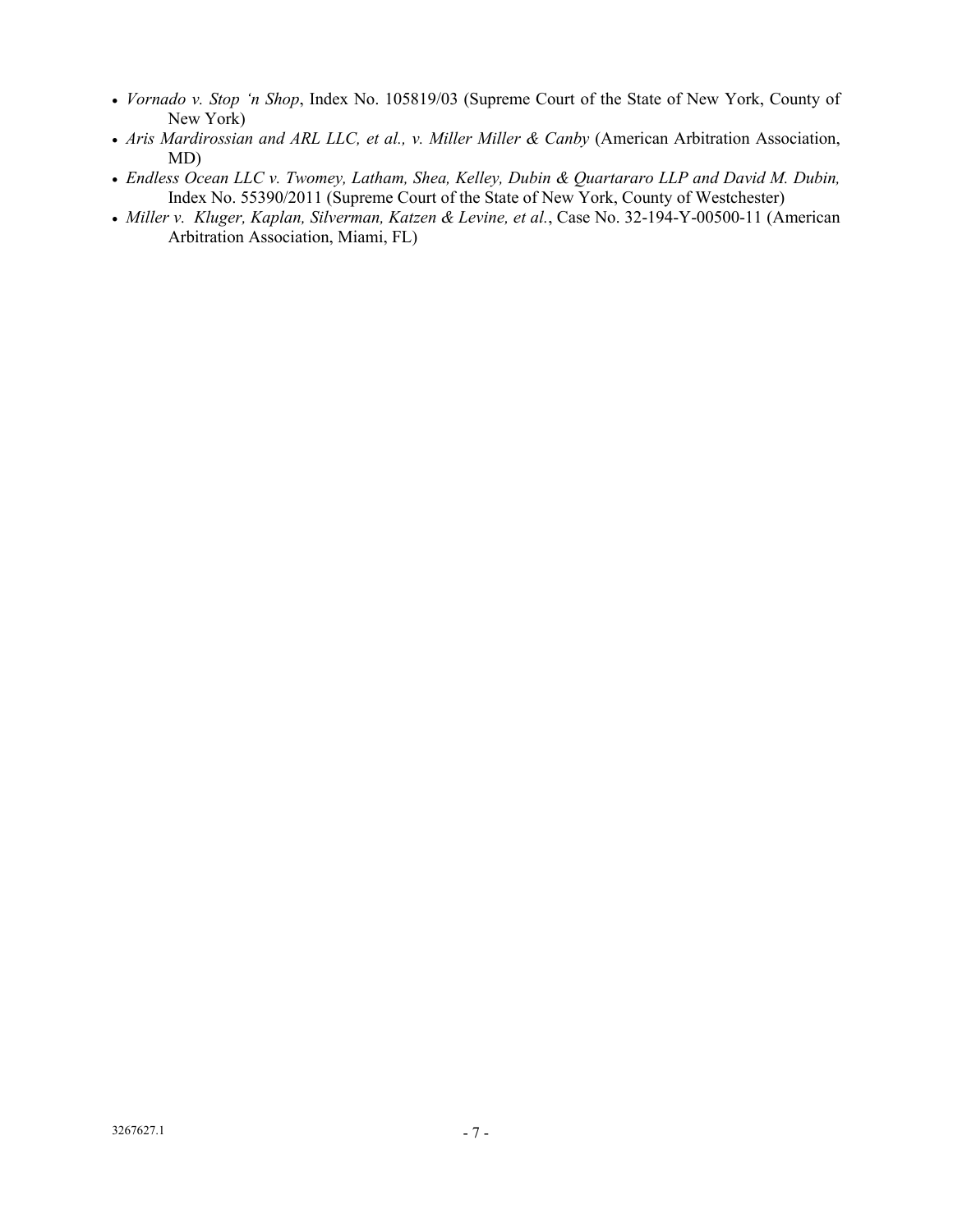- *Vornado v. Stop 'n Shop*, Index No. 105819/03 (Supreme Court of the State of New York, County of New York)
- *Aris Mardirossian and ARL LLC, et al., v. Miller Miller & Canby* (American Arbitration Association, MD)
- *Endless Ocean LLC v. Twomey, Latham, Shea, Kelley, Dubin & Quartararo LLP and David M. Dubin,* Index No. 55390/2011 (Supreme Court of the State of New York, County of Westchester)
- *Miller v. Kluger, Kaplan, Silverman, Katzen & Levine, et al.*, Case No. 32-194-Y-00500-11 (American Arbitration Association, Miami, FL)

3267627.1